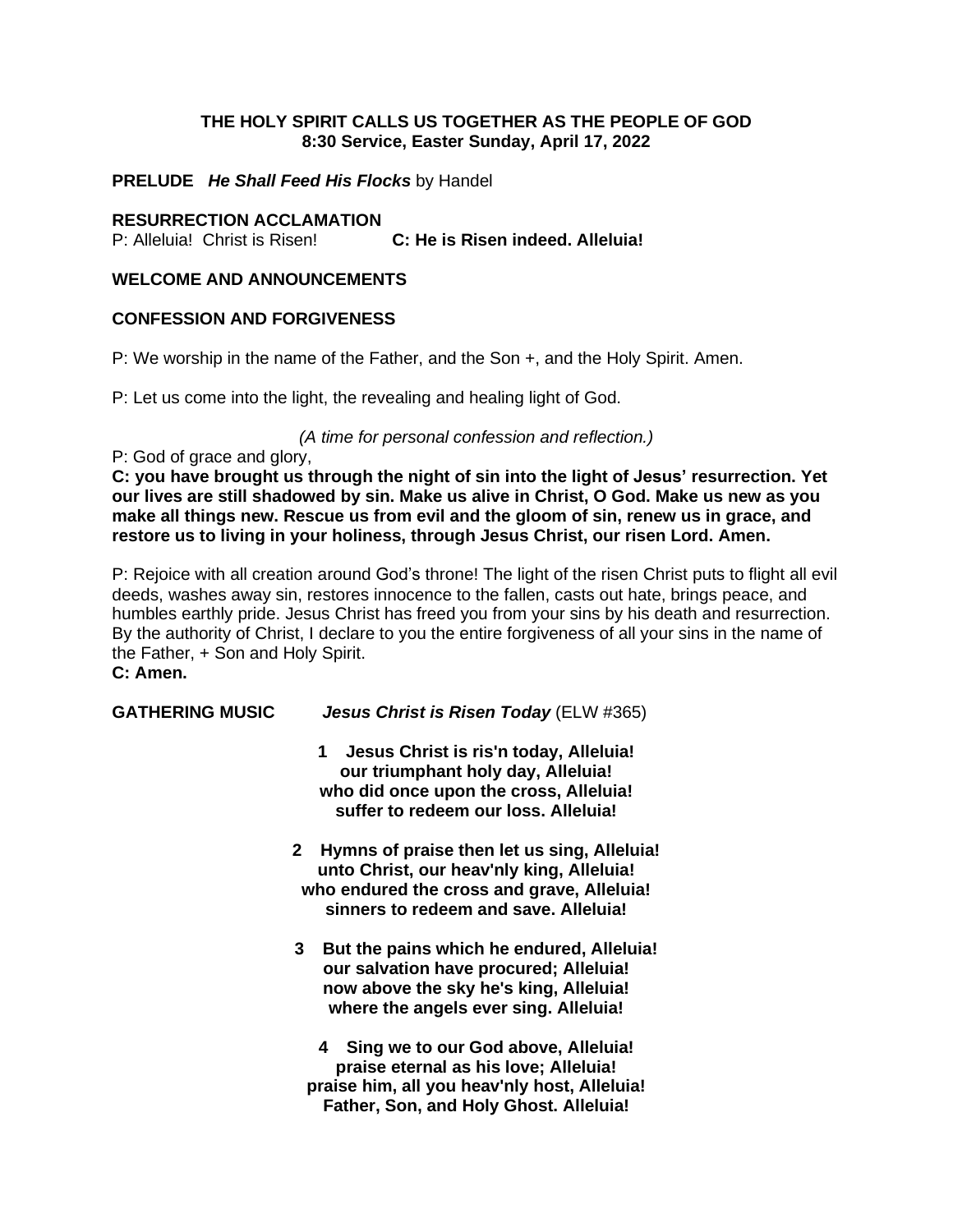**THE HOLY SPIRIT CALLS US TOGETHER AS THE PEOPLE OF GOD**
**8:30 Service, Easter Sunday, April 17, 2022**

**PRELUDE** ***He Shall Feed His Flocks*** by Handel

**RESURRECTION ACCLAMATION**
P: Alleluia! Christ is Risen! **C: He is Risen indeed. Alleluia!**

**WELCOME AND ANNOUNCEMENTS**

**CONFESSION AND FORGIVENESS**

P: We worship in the name of the Father, and the Son +, and the Holy Spirit. Amen.

P: Let us come into the light, the revealing and healing light of God.

*(A time for personal confession and reflection.)*

P: God of grace and glory,
**C: you have brought us through the night of sin into the light of Jesus' resurrection. Yet our lives are still shadowed by sin. Make us alive in Christ, O God. Make us new as you make all things new. Rescue us from evil and the gloom of sin, renew us in grace, and restore us to living in your holiness, through Jesus Christ, our risen Lord. Amen.**

P: Rejoice with all creation around God's throne! The light of the risen Christ puts to flight all evil deeds, washes away sin, restores innocence to the fallen, casts out hate, brings peace, and humbles earthly pride. Jesus Christ has freed you from your sins by his death and resurrection. By the authority of Christ, I declare to you the entire forgiveness of all your sins in the name of the Father, + Son and Holy Spirit.
**C: Amen.**

**GATHERING MUSIC** ***Jesus Christ is Risen Today*** (ELW #365)

**1 Jesus Christ is ris'n today, Alleluia!**
**our triumphant holy day, Alleluia!**
**who did once upon the cross, Alleluia!**
**suffer to redeem our loss. Alleluia!**

**2 Hymns of praise then let us sing, Alleluia!**
**unto Christ, our heav'nly king, Alleluia!**
**who endured the cross and grave, Alleluia!**
**sinners to redeem and save. Alleluia!**

**3 But the pains which he endured, Alleluia!**
**our salvation have procured; Alleluia!**
**now above the sky he's king, Alleluia!**
**where the angels ever sing. Alleluia!**

**4 Sing we to our God above, Alleluia!**
**praise eternal as his love; Alleluia!**
**praise him, all you heav'nly host, Alleluia!**
**Father, Son, and Holy Ghost. Alleluia!**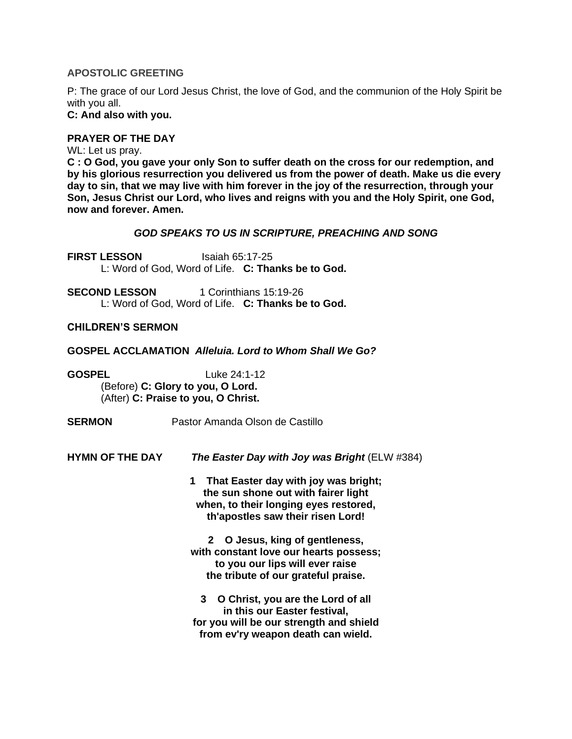### APOSTOLIC GREETING

P: The grace of our Lord Jesus Christ, the love of God, and the communion of the Holy Spirit be with you all.
**C: And also with you.**

### PRAYER OF THE DAY

WL: Let us pray.
**C : O God, you gave your only Son to suffer death on the cross for our redemption, and by his glorious resurrection you delivered us from the power of death. Make us die every day to sin, that we may live with him forever in the joy of the resurrection, through your Son, Jesus Christ our Lord, who lives and reigns with you and the Holy Spirit, one God, now and forever. Amen.**

***GOD SPEAKS TO US IN SCRIPTURE, PREACHING AND SONG***

**FIRST LESSON** Isaiah 65:17-25
L: Word of God, Word of Life. **C: Thanks be to God.**

**SECOND LESSON** 1 Corinthians 15:19-26
L: Word of God, Word of Life. **C: Thanks be to God.**

**CHILDREN'S SERMON**

**GOSPEL ACCLAMATION** ***Alleluia. Lord to Whom Shall We Go?***

**GOSPEL** Luke 24:1-12
(Before) **C: Glory to you, O Lord.**
(After) **C: Praise to you, O Christ.**

**SERMON** Pastor Amanda Olson de Castillo

**HYMN OF THE DAY** ***The Easter Day with Joy was Bright*** (ELW #384)

**1 That Easter day with joy was bright;**
**the sun shone out with fairer light**
**when, to their longing eyes restored,**
**th'apostles saw their risen Lord!**

**2 O Jesus, king of gentleness,**
**with constant love our hearts possess;**
**to you our lips will ever raise**
**the tribute of our grateful praise.**

**3 O Christ, you are the Lord of all**
**in this our Easter festival,**
**for you will be our strength and shield**
**from ev'ry weapon death can wield.**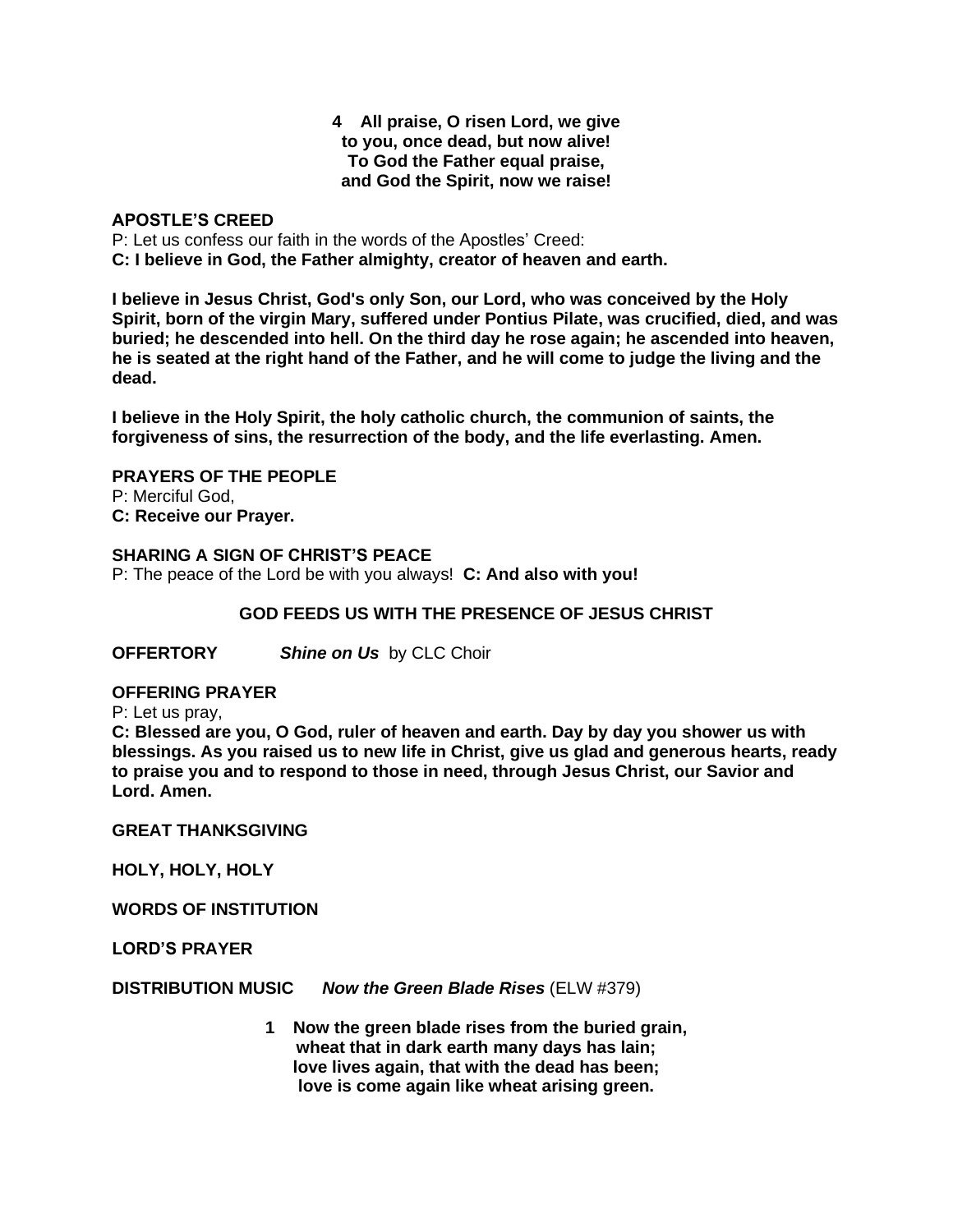**4 All praise, O risen Lord, we give**
**to you, once dead, but now alive!**
**To God the Father equal praise,**
**and God the Spirit, now we raise!**

**APOSTLE'S CREED**

P: Let us confess our faith in the words of the Apostles' Creed:
**C: I believe in God, the Father almighty, creator of heaven and earth.**

**I believe in Jesus Christ, God's only Son, our Lord, who was conceived by the Holy Spirit, born of the virgin Mary, suffered under Pontius Pilate, was crucified, died, and was buried; he descended into hell. On the third day he rose again; he ascended into heaven, he is seated at the right hand of the Father, and he will come to judge the living and the dead.**

**I believe in the Holy Spirit, the holy catholic church, the communion of saints, the forgiveness of sins, the resurrection of the body, and the life everlasting. Amen.**

**PRAYERS OF THE PEOPLE**

P: Merciful God,
**C: Receive our Prayer.**

**SHARING A SIGN OF CHRIST'S PEACE**

P: The peace of the Lord be with you always! **C: And also with you!**

**GOD FEEDS US WITH THE PRESENCE OF JESUS CHRIST**

**OFFERTORY** ***Shine on Us*** by CLC Choir

**OFFERING PRAYER**

P: Let us pray,
**C: Blessed are you, O God, ruler of heaven and earth. Day by day you shower us with blessings. As you raised us to new life in Christ, give us glad and generous hearts, ready to praise you and to respond to those in need, through Jesus Christ, our Savior and Lord. Amen.**

**GREAT THANKSGIVING**

**HOLY, HOLY, HOLY**

**WORDS OF INSTITUTION**

**LORD'S PRAYER**

**DISTRIBUTION MUSIC** ***Now the Green Blade Rises*** (ELW #379)

**1 Now the green blade rises from the buried grain,**
**wheat that in dark earth many days has lain;**
**love lives again, that with the dead has been;**
**love is come again like wheat arising green.**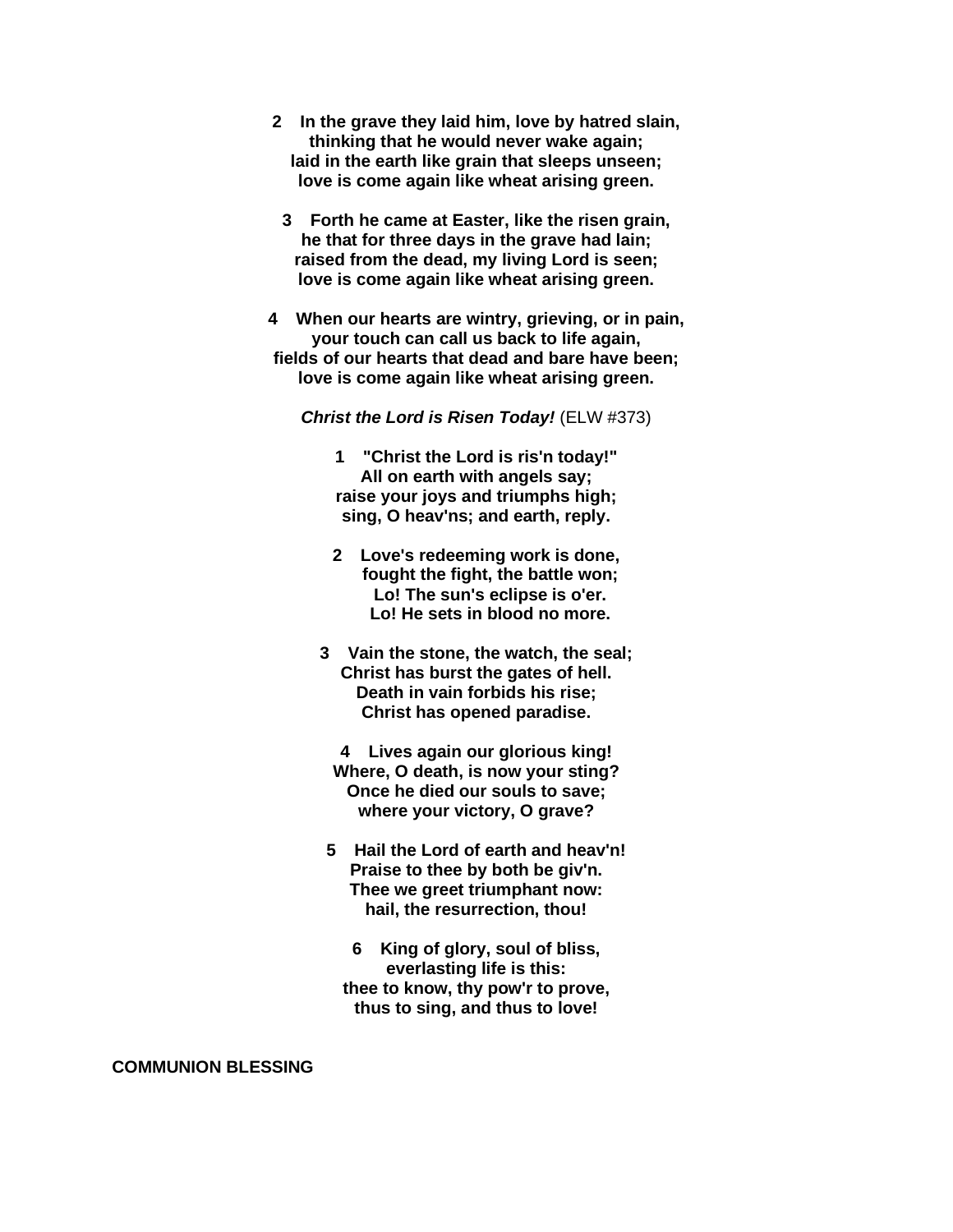**2 In the grave they laid him, love by hatred slain,**
**thinking that he would never wake again;**
**laid in the earth like grain that sleeps unseen;**
**love is come again like wheat arising green.**

**3 Forth he came at Easter, like the risen grain,**
**he that for three days in the grave had lain;**
**raised from the dead, my living Lord is seen;**
**love is come again like wheat arising green.**

**4 When our hearts are wintry, grieving, or in pain,**
**your touch can call us back to life again,**
**fields of our hearts that dead and bare have been;**
**love is come again like wheat arising green.**

***Christ the Lord is Risen Today!*** (ELW #373)

**1 "Christ the Lord is ris'n today!"**
**All on earth with angels say;**
**raise your joys and triumphs high;**
**sing, O heav'ns; and earth, reply.**

**2 Love's redeeming work is done,**
**fought the fight, the battle won;**
**Lo! The sun's eclipse is o'er.**
**Lo! He sets in blood no more.**

**3 Vain the stone, the watch, the seal;**
**Christ has burst the gates of hell.**
**Death in vain forbids his rise;**
**Christ has opened paradise.**

**4 Lives again our glorious king!**
**Where, O death, is now your sting?**
**Once he died our souls to save;**
**where your victory, O grave?**

**5 Hail the Lord of earth and heav'n!**
**Praise to thee by both be giv'n.**
**Thee we greet triumphant now:**
**hail, the resurrection, thou!**

**6 King of glory, soul of bliss,**
**everlasting life is this:**
**thee to know, thy pow'r to prove,**
**thus to sing, and thus to love!**

**COMMUNION BLESSING**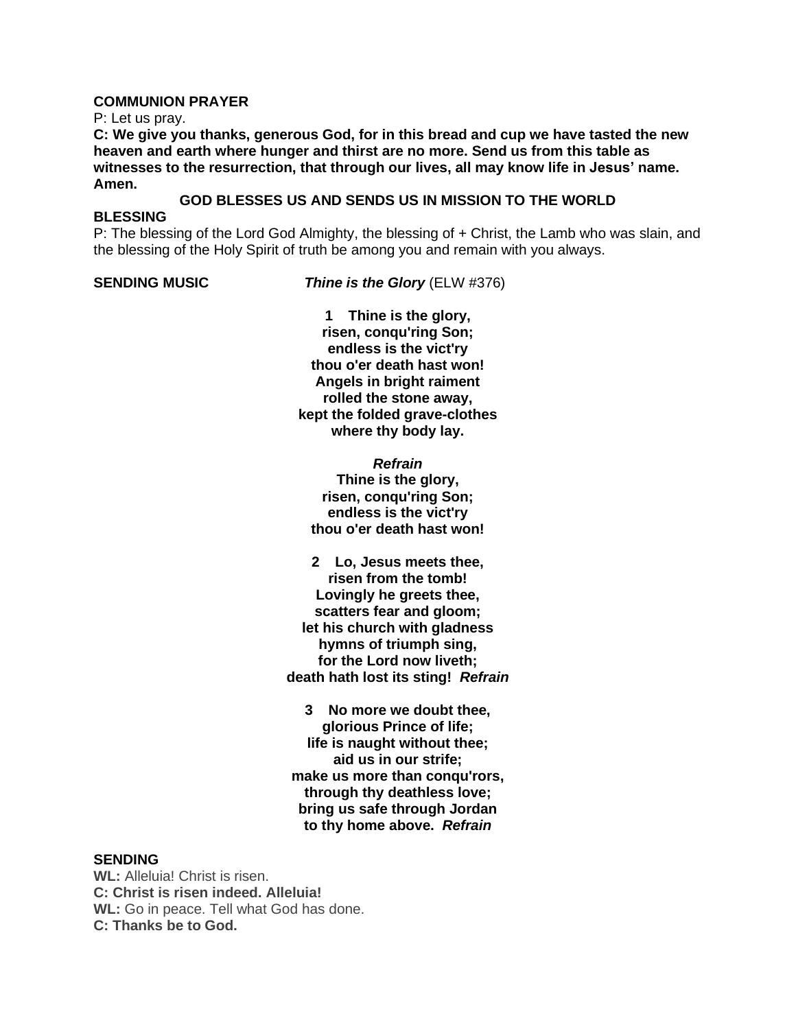**COMMUNION PRAYER**

P: Let us pray.

**C: We give you thanks, generous God, for in this bread and cup we have tasted the new heaven and earth where hunger and thirst are no more. Send us from this table as witnesses to the resurrection, that through our lives, all may know life in Jesus' name. Amen.**

## GOD BLESSES US AND SENDS US IN MISSION TO THE WORLD

**BLESSING**

P: The blessing of the Lord God Almighty, the blessing of + Christ, the Lamb who was slain, and the blessing of the Holy Spirit of truth be among you and remain with you always.

**SENDING MUSIC** ***Thine is the Glory*** (ELW #376)

**1 Thine is the glory,**
**risen, conqu'ring Son;**
**endless is the vict'ry**
**thou o'er death hast won!**
**Angels in bright raiment**
**rolled the stone away,**
**kept the folded grave-clothes**
**where thy body lay.**

***Refrain***
**Thine is the glory,**
**risen, conqu'ring Son;**
**endless is the vict'ry**
**thou o'er death hast won!**

**2 Lo, Jesus meets thee,**
**risen from the tomb!**
**Lovingly he greets thee,**
**scatters fear and gloom;**
**let his church with gladness**
**hymns of triumph sing,**
**for the Lord now liveth;**
**death hath lost its sting!** ***Refrain***

**3 No more we doubt thee,**
**glorious Prince of life;**
**life is naught without thee;**
**aid us in our strife;**
**make us more than conqu'rors,**
**through thy deathless love;**
**bring us safe through Jordan**
**to thy home above.** ***Refrain***

**SENDING**

**WL:** Alleluia! Christ is risen.

**C: Christ is risen indeed. Alleluia!**

**WL:** Go in peace. Tell what God has done.

**C: Thanks be to God.**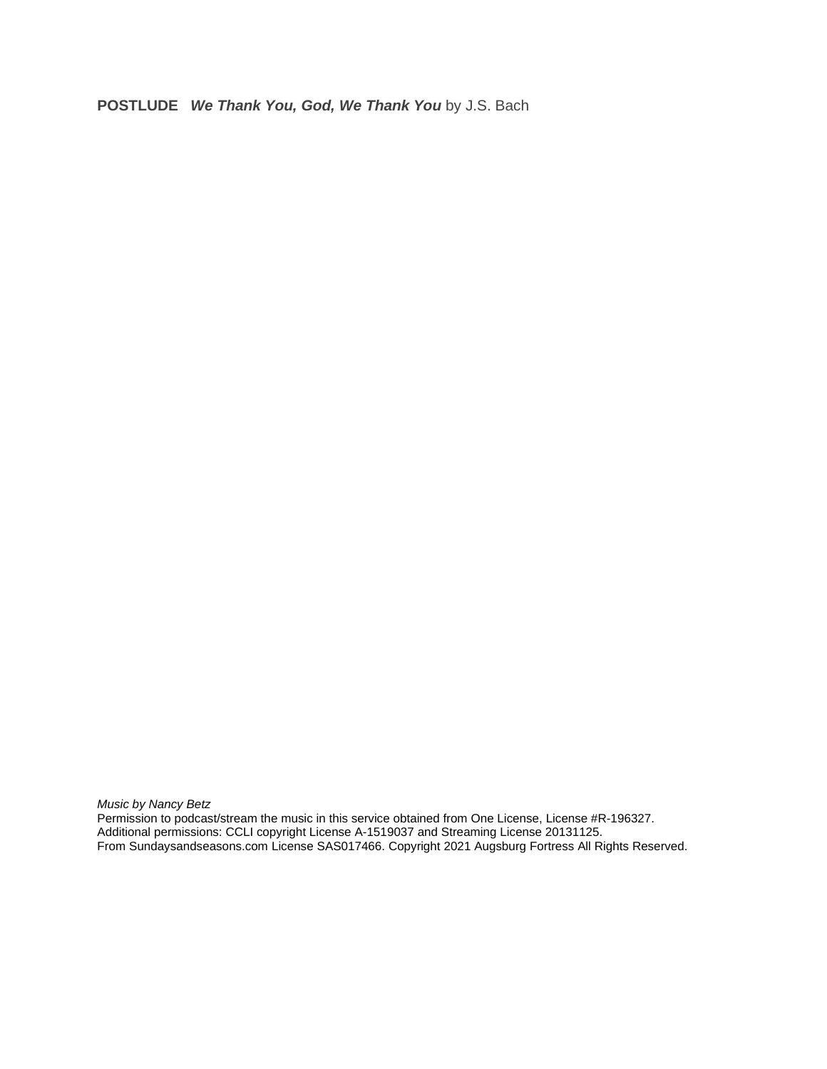**POSTLUDE** ***We Thank You, God, We Thank You*** by J.S. Bach

*Music by Nancy Betz*
Permission to podcast/stream the music in this service obtained from One License, License #R-196327.
Additional permissions: CCLI copyright License A-1519037 and Streaming License 20131125.
From Sundaysandseasons.com License SAS017466. Copyright 2021 Augsburg Fortress All Rights Reserved.